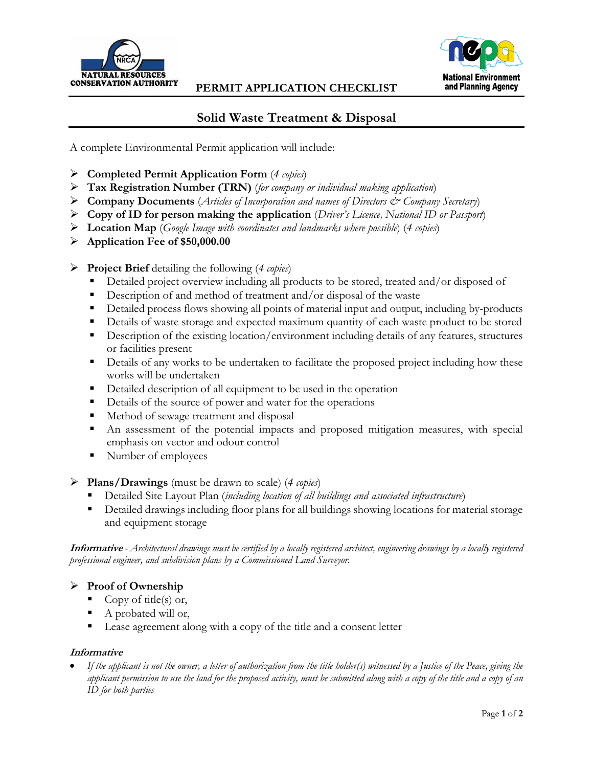NATURAL RESOURCES CONSERVATION AUTHORITY

**PERMIT APPLICATION CHECKLIST**

National Environment and Planning Agency

## Solid Waste Treatment & Disposal

A complete Environmental Permit application will include:

- **Completed Permit Application Form** (*4 copies*)
- **Tax Registration Number (TRN)** (*for company or individual making application*)
- **Company Documents** (*Articles of Incorporation and names of Directors & Company Secretary*)
- **Copy of ID for person making the application** (*Driver's Licence, National ID or Passport*)
- **Location Map** (*Google Image with coordinates and landmarks where possible*) (*4 copies*)
- **Application Fee of $50,000.00**

- **Project Brief** detailing the following (*4 copies*)
  - Detailed project overview including all products to be stored, treated and/or disposed of
  - Description of and method of treatment and/or disposal of the waste
  - Detailed process flows showing all points of material input and output, including by-products
  - Details of waste storage and expected maximum quantity of each waste product to be stored
  - Description of the existing location/environment including details of any features, structures or facilities present
  - Details of any works to be undertaken to facilitate the proposed project including how these works will be undertaken
  - Detailed description of all equipment to be used in the operation
  - Details of the source of power and water for the operations
  - Method of sewage treatment and disposal
  - An assessment of the potential impacts and proposed mitigation measures, with special emphasis on vector and odour control
  - Number of employees

- **Plans/Drawings** (must be drawn to scale) (*4 copies*)
  - Detailed Site Layout Plan (*including location of all buildings and associated infrastructure*)
  - Detailed drawings including floor plans for all buildings showing locations for material storage and equipment storage

***Informative*** *- Architectural drawings must be certified by a locally registered architect, engineering drawings by a locally registered professional engineer, and subdivision plans by a Commissioned Land Surveyor.*

- **Proof of Ownership**
  - Copy of title(s) or,
  - A probated will or,
  - Lease agreement along with a copy of the title and a consent letter

***Informative***

- *If the applicant is not the owner, a letter of authorization from the title holder(s) witnessed by a Justice of the Peace, giving the applicant permission to use the land for the proposed activity, must be submitted along with a copy of the title and a copy of an ID for both parties*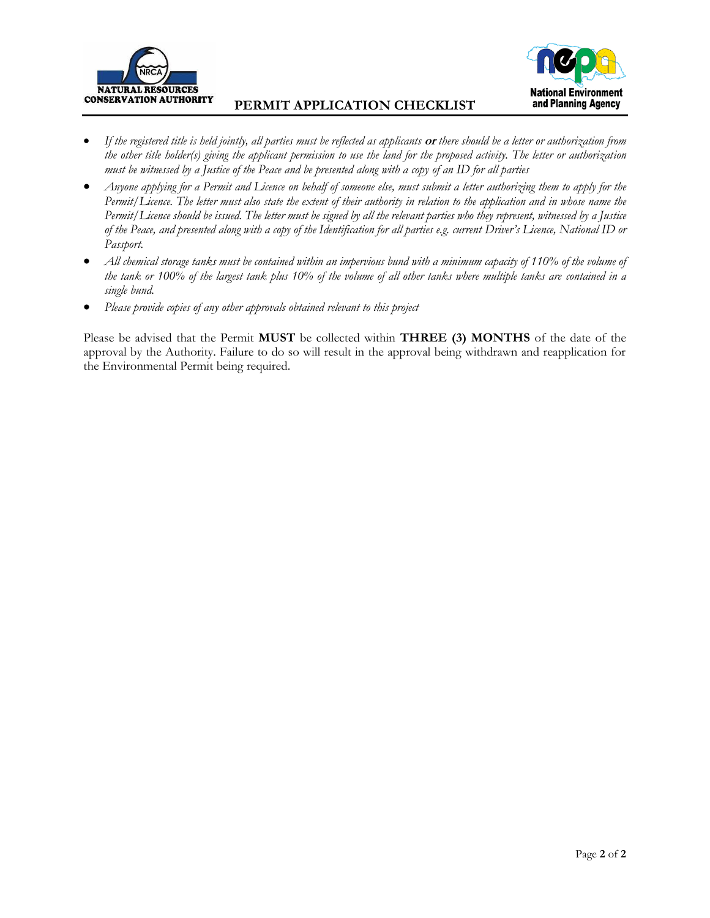- *If the registered title is held jointly, all parties must be reflected as applicants* ***or*** *there should be a letter or authorization from the other title holder(s) giving the applicant permission to use the land for the proposed activity. The letter or authorization must be witnessed by a Justice of the Peace and be presented along with a copy of an ID for all parties*
- *Anyone applying for a Permit and Licence on behalf of someone else, must submit a letter authorizing them to apply for the Permit/Licence. The letter must also state the extent of their authority in relation to the application and in whose name the Permit/Licence should be issued. The letter must be signed by all the relevant parties who they represent, witnessed by a Justice of the Peace, and presented along with a copy of the Identification for all parties e.g. current Driver's Licence, National ID or Passport.*
- *All chemical storage tanks must be contained within an impervious bund with a minimum capacity of 110% of the volume of the tank or 100% of the largest tank plus 10% of the volume of all other tanks where multiple tanks are contained in a single bund.*
- *Please provide copies of any other approvals obtained relevant to this project*

Please be advised that the Permit **MUST** be collected within **THREE (3) MONTHS** of the date of the approval by the Authority. Failure to do so will result in the approval being withdrawn and reapplication for the Environmental Permit being required.